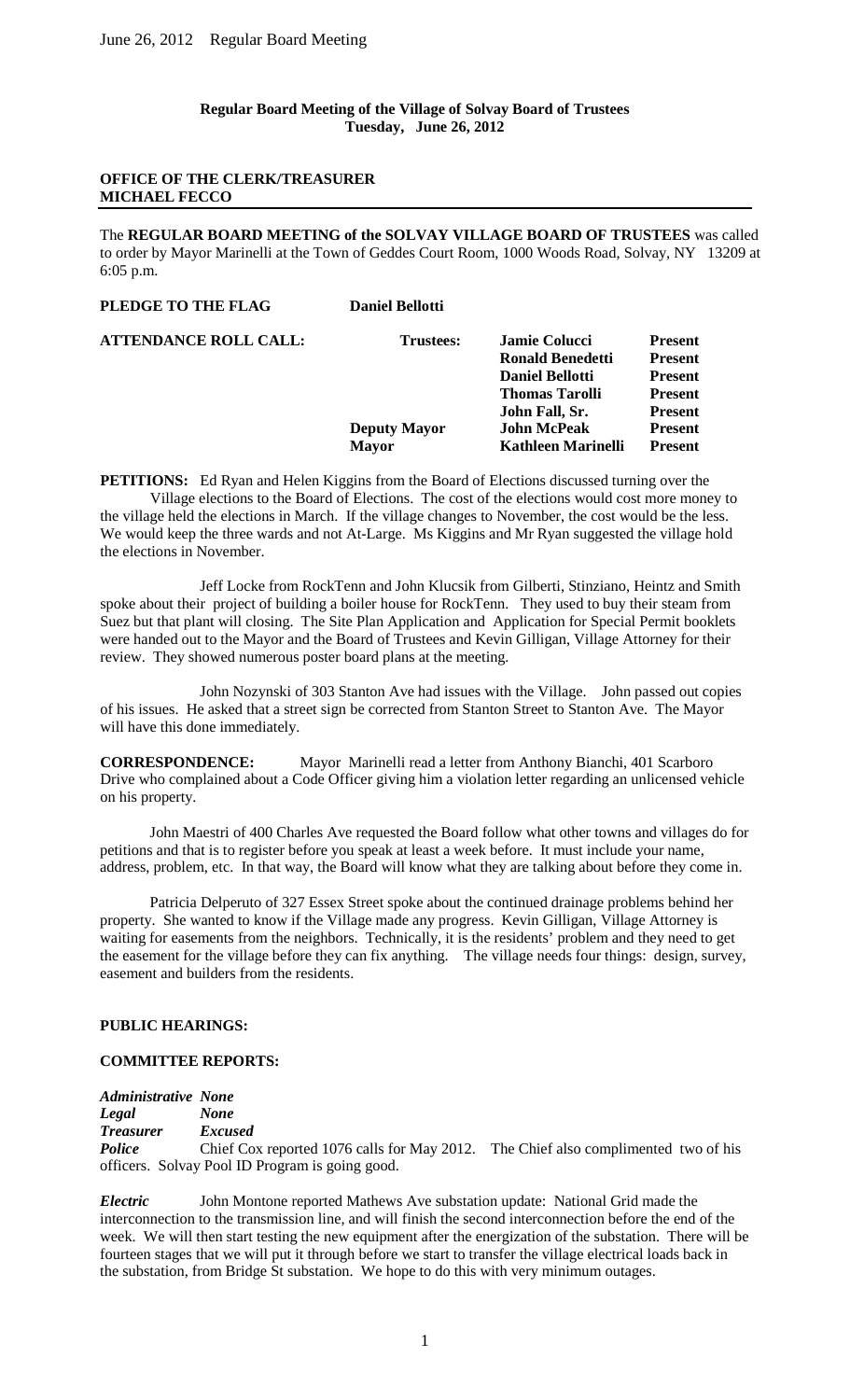**Regular Board Meeting of the Village of Solvay Board of Trustees**
**Tuesday, June 26, 2012**

**OFFICE OF THE CLERK/TREASURER**
**MICHAEL FECCO**

---

The **REGULAR BOARD MEETING of the SOLVAY VILLAGE BOARD OF TRUSTEES** was called to order by Mayor Marinelli at the Town of Geddes Court Room, 1000 Woods Road, Solvay, NY 13209 at 6:05 p.m.

**PLEDGE TO THE FLAG** **Daniel Bellotti**

| **ATTENDANCE ROLL CALL:** | **Trustees:** | **Jamie Colucci** | **Present** |
|---|---|---|---|
| | | **Ronald Benedetti** | **Present** |
| | | **Daniel Bellotti** | **Present** |
| | | **Thomas Tarolli** | **Present** |
| | | **John Fall, Sr.** | **Present** |
| | **Deputy Mayor** | **John McPeak** | **Present** |
| | **Mayor** | **Kathleen Marinelli** | **Present** |

**PETITIONS:** Ed Ryan and Helen Kiggins from the Board of Elections discussed turning over the Village elections to the Board of Elections. The cost of the elections would cost more money to the village held the elections in March. If the village changes to November, the cost would be the less. We would keep the three wards and not At-Large. Ms Kiggins and Mr Ryan suggested the village hold the elections in November.

Jeff Locke from RockTenn and John Klucsik from Gilberti, Stinziano, Heintz and Smith spoke about their project of building a boiler house for RockTenn. They used to buy their steam from Suez but that plant will closing. The Site Plan Application and Application for Special Permit booklets were handed out to the Mayor and the Board of Trustees and Kevin Gilligan, Village Attorney for their review. They showed numerous poster board plans at the meeting.

John Nozynski of 303 Stanton Ave had issues with the Village. John passed out copies of his issues. He asked that a street sign be corrected from Stanton Street to Stanton Ave. The Mayor will have this done immediately.

**CORRESPONDENCE:** Mayor Marinelli read a letter from Anthony Bianchi, 401 Scarboro Drive who complained about a Code Officer giving him a violation letter regarding an unlicensed vehicle on his property.

John Maestri of 400 Charles Ave requested the Board follow what other towns and villages do for petitions and that is to register before you speak at least a week before. It must include your name, address, problem, etc. In that way, the Board will know what they are talking about before they come in.

Patricia Delperuto of 327 Essex Street spoke about the continued drainage problems behind her property. She wanted to know if the Village made any progress. Kevin Gilligan, Village Attorney is waiting for easements from the neighbors. Technically, it is the residents' problem and they need to get the easement for the village before they can fix anything. The village needs four things: design, survey, easement and builders from the residents.

**PUBLIC HEARINGS:**

**COMMITTEE REPORTS:**

***Administrative*** ***None***
***Legal*** ***None***
***Treasurer*** ***Excused***
***Police*** Chief Cox reported 1076 calls for May 2012. The Chief also complimented two of his officers. Solvay Pool ID Program is going good.

***Electric*** John Montone reported Mathews Ave substation update: National Grid made the interconnection to the transmission line, and will finish the second interconnection before the end of the week. We will then start testing the new equipment after the energization of the substation. There will be fourteen stages that we will put it through before we start to transfer the village electrical loads back in the substation, from Bridge St substation. We hope to do this with very minimum outages.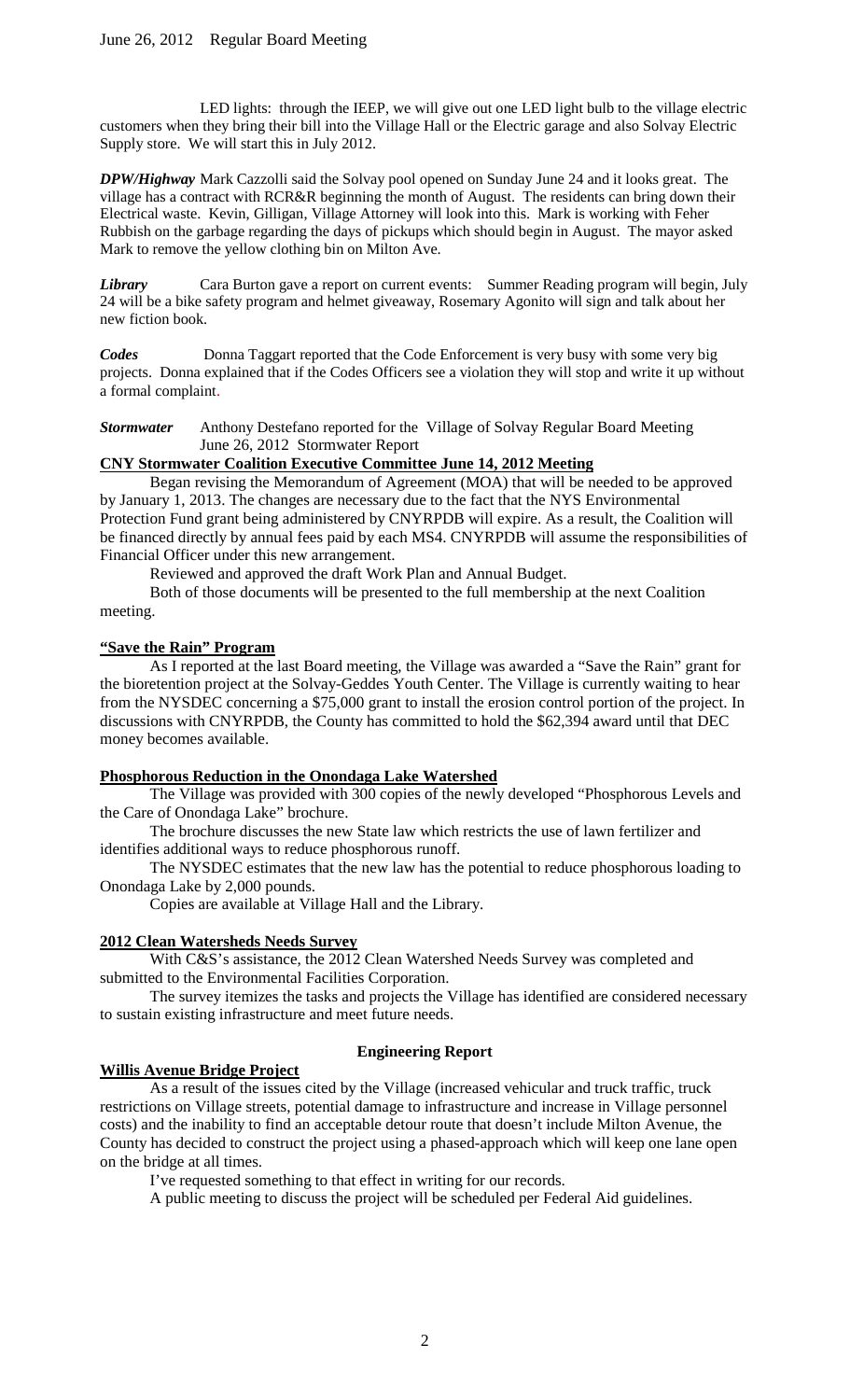LED lights: through the IEEP, we will give out one LED light bulb to the village electric customers when they bring their bill into the Village Hall or the Electric garage and also Solvay Electric Supply store. We will start this in July 2012.

***DPW/Highway*** Mark Cazzolli said the Solvay pool opened on Sunday June 24 and it looks great. The village has a contract with RCR&R beginning the month of August. The residents can bring down their Electrical waste. Kevin, Gilligan, Village Attorney will look into this. Mark is working with Feher Rubbish on the garbage regarding the days of pickups which should begin in August. The mayor asked Mark to remove the yellow clothing bin on Milton Ave.

***Library*** Cara Burton gave a report on current events: Summer Reading program will begin, July 24 will be a bike safety program and helmet giveaway, Rosemary Agonito will sign and talk about her new fiction book.

***Codes*** Donna Taggart reported that the Code Enforcement is very busy with some very big projects. Donna explained that if the Codes Officers see a violation they will stop and write it up without a formal complaint.

***Stormwater*** Anthony Destefano reported for the Village of Solvay Regular Board Meeting June 26, 2012 Stormwater Report

**CNY Stormwater Coalition Executive Committee June 14, 2012 Meeting**

Began revising the Memorandum of Agreement (MOA) that will be needed to be approved by January 1, 2013. The changes are necessary due to the fact that the NYS Environmental Protection Fund grant being administered by CNYRPDB will expire. As a result, the Coalition will be financed directly by annual fees paid by each MS4. CNYRPDB will assume the responsibilities of Financial Officer under this new arrangement.

Reviewed and approved the draft Work Plan and Annual Budget.

Both of those documents will be presented to the full membership at the next Coalition meeting.

**"Save the Rain" Program**

As I reported at the last Board meeting, the Village was awarded a "Save the Rain" grant for the bioretention project at the Solvay-Geddes Youth Center. The Village is currently waiting to hear from the NYSDEC concerning a $75,000 grant to install the erosion control portion of the project. In discussions with CNYRPDB, the County has committed to hold the $62,394 award until that DEC money becomes available.

**Phosphorous Reduction in the Onondaga Lake Watershed**

The Village was provided with 300 copies of the newly developed "Phosphorous Levels and the Care of Onondaga Lake" brochure.

The brochure discusses the new State law which restricts the use of lawn fertilizer and identifies additional ways to reduce phosphorous runoff.

The NYSDEC estimates that the new law has the potential to reduce phosphorous loading to Onondaga Lake by 2,000 pounds.

Copies are available at Village Hall and the Library.

**2012 Clean Watersheds Needs Survey**

With C&S's assistance, the 2012 Clean Watershed Needs Survey was completed and submitted to the Environmental Facilities Corporation.

The survey itemizes the tasks and projects the Village has identified are considered necessary to sustain existing infrastructure and meet future needs.

**Engineering Report**

**Willis Avenue Bridge Project**

As a result of the issues cited by the Village (increased vehicular and truck traffic, truck restrictions on Village streets, potential damage to infrastructure and increase in Village personnel costs) and the inability to find an acceptable detour route that doesn't include Milton Avenue, the County has decided to construct the project using a phased-approach which will keep one lane open on the bridge at all times.

I've requested something to that effect in writing for our records.

A public meeting to discuss the project will be scheduled per Federal Aid guidelines.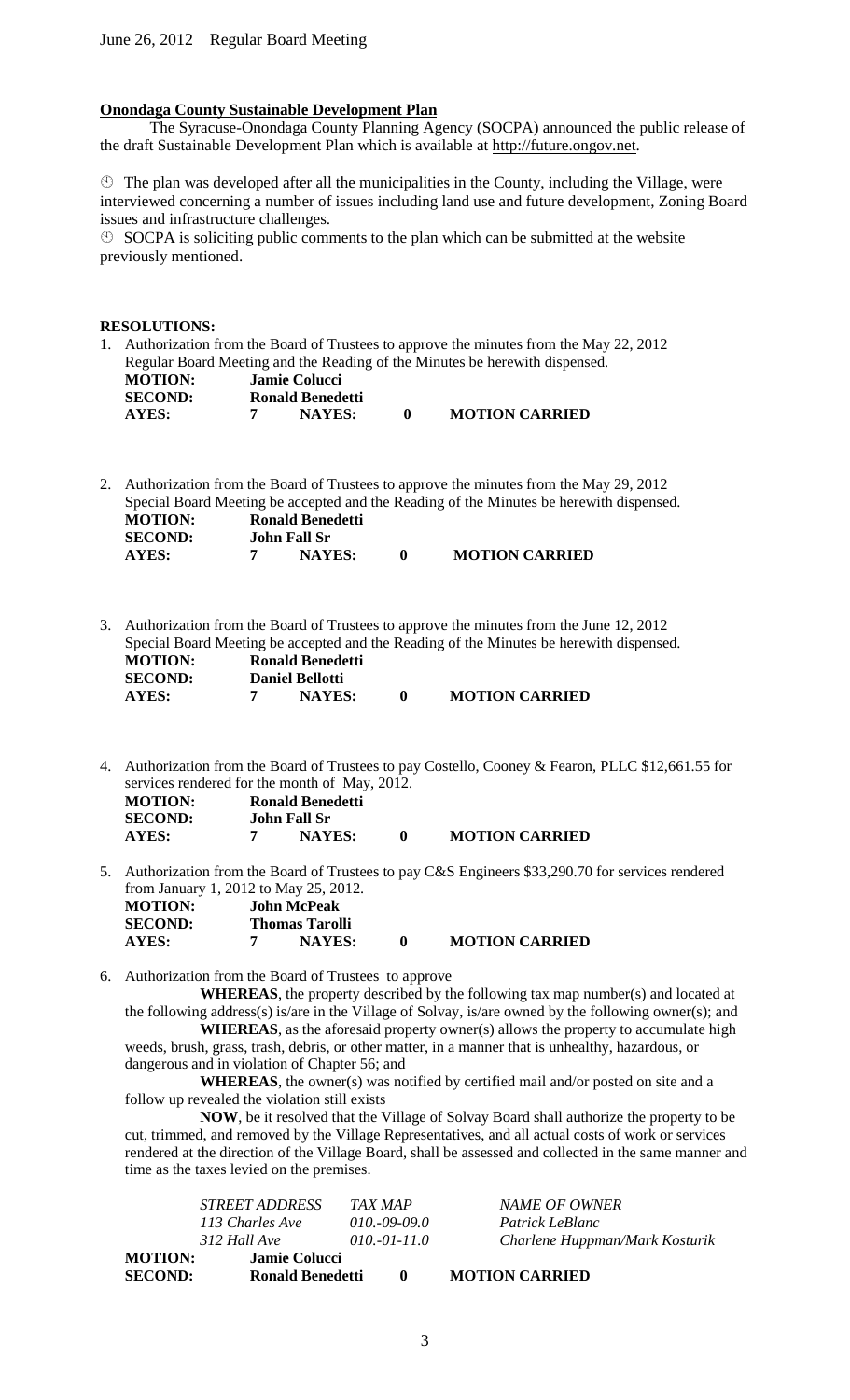June 26, 2012 Regular Board Meeting

**Onondaga County Sustainable Development Plan**

The Syracuse-Onondaga County Planning Agency (SOCPA) announced the public release of the draft Sustainable Development Plan which is available at http://future.ongov.net.

- The plan was developed after all the municipalities in the County, including the Village, were interviewed concerning a number of issues including land use and future development, Zoning Board issues and infrastructure challenges.
- SOCPA is soliciting public comments to the plan which can be submitted at the website previously mentioned.

**RESOLUTIONS:**

1. Authorization from the Board of Trustees to approve the minutes from the May 22, 2012 Regular Board Meeting and the Reading of the Minutes be herewith dispensed.

| | | | | |
|---|---|---|---|---|
| **MOTION:** | **Jamie Colucci** | | | |
| **SECOND:** | **Ronald Benedetti** | | | |
| **AYES:** | **7** | **NAYES:** | **0** | **MOTION CARRIED** |

2. Authorization from the Board of Trustees to approve the minutes from the May 29, 2012 Special Board Meeting be accepted and the Reading of the Minutes be herewith dispensed.

| | | | | |
|---|---|---|---|---|
| **MOTION:** | **Ronald Benedetti** | | | |
| **SECOND:** | **John Fall Sr** | | | |
| **AYES:** | **7** | **NAYES:** | **0** | **MOTION CARRIED** |

3. Authorization from the Board of Trustees to approve the minutes from the June 12, 2012 Special Board Meeting be accepted and the Reading of the Minutes be herewith dispensed.

| | | | | |
|---|---|---|---|---|
| **MOTION:** | **Ronald Benedetti** | | | |
| **SECOND:** | **Daniel Bellotti** | | | |
| **AYES:** | **7** | **NAYES:** | **0** | **MOTION CARRIED** |

4. Authorization from the Board of Trustees to pay Costello, Cooney & Fearon, PLLC $12,661.55 for services rendered for the month of May, 2012.

| | | | | |
|---|---|---|---|---|
| **MOTION:** | **Ronald Benedetti** | | | |
| **SECOND:** | **John Fall Sr** | | | |
| **AYES:** | **7** | **NAYES:** | **0** | **MOTION CARRIED** |

5. Authorization from the Board of Trustees to pay C&S Engineers $33,290.70 for services rendered from January 1, 2012 to May 25, 2012.

| | | | | |
|---|---|---|---|---|
| **MOTION:** | **John McPeak** | | | |
| **SECOND:** | **Thomas Tarolli** | | | |
| **AYES:** | **7** | **NAYES:** | **0** | **MOTION CARRIED** |

6. Authorization from the Board of Trustees to approve

**WHEREAS**, the property described by the following tax map number(s) and located at the following address(s) is/are in the Village of Solvay, is/are owned by the following owner(s); and

**WHEREAS**, as the aforesaid property owner(s) allows the property to accumulate high weeds, brush, grass, trash, debris, or other matter, in a manner that is unhealthy, hazardous, or dangerous and in violation of Chapter 56; and

**WHEREAS**, the owner(s) was notified by certified mail and/or posted on site and a follow up revealed the violation still exists

**NOW**, be it resolved that the Village of Solvay Board shall authorize the property to be cut, trimmed, and removed by the Village Representatives, and all actual costs of work or services rendered at the direction of the Village Board, shall be assessed and collected in the same manner and time as the taxes levied on the premises.

| *STREET ADDRESS* | *TAX MAP* | *NAME OF OWNER* |
|---|---|---|
| *113 Charles Ave* | *010.-09-09.0* | *Patrick LeBlanc* |
| *312 Hall Ave* | *010.-01-11.0* | *Charlene Huppman/Mark Kosturik* |

| | | | |
|---|---|---|---|
| **MOTION:** | **Jamie Colucci** | | |
| **SECOND:** | **Ronald Benedetti** | **0** | **MOTION CARRIED** |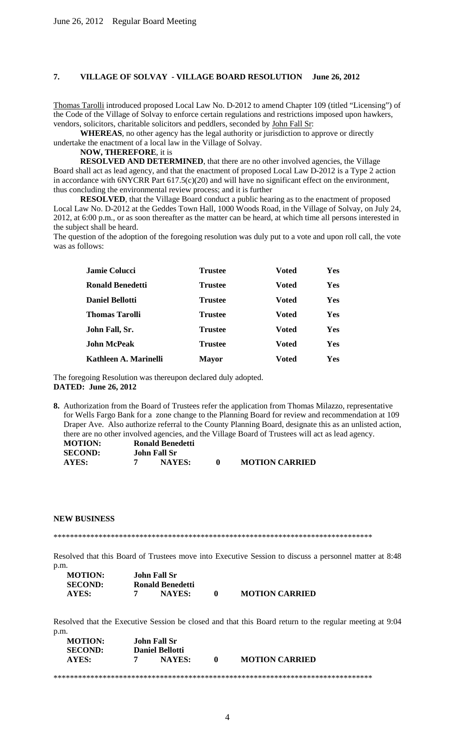## 7. VILLAGE OF SOLVAY - VILLAGE BOARD RESOLUTION June 26, 2012

Thomas Tarolli introduced proposed Local Law No. D-2012 to amend Chapter 109 (titled "Licensing") of the Code of the Village of Solvay to enforce certain regulations and restrictions imposed upon hawkers, vendors, solicitors, charitable solicitors and peddlers, seconded by John Fall Sr:

**WHEREAS**, no other agency has the legal authority or jurisdiction to approve or directly undertake the enactment of a local law in the Village of Solvay.

**NOW, THEREFORE**, it is

**RESOLVED AND DETERMINED**, that there are no other involved agencies, the Village Board shall act as lead agency, and that the enactment of proposed Local Law D-2012 is a Type 2 action in accordance with 6NYCRR Part 617.5(c)(20) and will have no significant effect on the environment, thus concluding the environmental review process; and it is further

**RESOLVED**, that the Village Board conduct a public hearing as to the enactment of proposed Local Law No. D-2012 at the Geddes Town Hall, 1000 Woods Road, in the Village of Solvay, on July 24, 2012, at 6:00 p.m., or as soon thereafter as the matter can be heard, at which time all persons interested in the subject shall be heard.

The question of the adoption of the foregoing resolution was duly put to a vote and upon roll call, the vote was as follows:

| | | | |
|---|---|---|---|
| **Jamie Colucci** | **Trustee** | **Voted** | **Yes** |
| **Ronald Benedetti** | **Trustee** | **Voted** | **Yes** |
| **Daniel Bellotti** | **Trustee** | **Voted** | **Yes** |
| **Thomas Tarolli** | **Trustee** | **Voted** | **Yes** |
| **John Fall, Sr.** | **Trustee** | **Voted** | **Yes** |
| **John McPeak** | **Trustee** | **Voted** | **Yes** |
| **Kathleen A. Marinelli** | **Mayor** | **Voted** | **Yes** |

The foregoing Resolution was thereupon declared duly adopted.

**DATED: June 26, 2012**

**8.** Authorization from the Board of Trustees refer the application from Thomas Milazzo, representative for Wells Fargo Bank for a zone change to the Planning Board for review and recommendation at 109 Draper Ave. Also authorize referral to the County Planning Board, designate this as an unlisted action, there are no other involved agencies, and the Village Board of Trustees will act as lead agency.

**MOTION:** Ronald Benedetti
**SECOND:** John Fall Sr
**AYES:** 7 **NAYES:** 0 **MOTION CARRIED**

## NEW BUSINESS

********************************************************************************

Resolved that this Board of Trustees move into Executive Session to discuss a personnel matter at 8:48 p.m.

**MOTION:** John Fall Sr
**SECOND:** Ronald Benedetti
**AYES:** 7 **NAYES:** 0 **MOTION CARRIED**

Resolved that the Executive Session be closed and that this Board return to the regular meeting at 9:04 p.m.

**MOTION:** John Fall Sr
**SECOND:** Daniel Bellotti
**AYES:** 7 **NAYES:** 0 **MOTION CARRIED**

********************************************************************************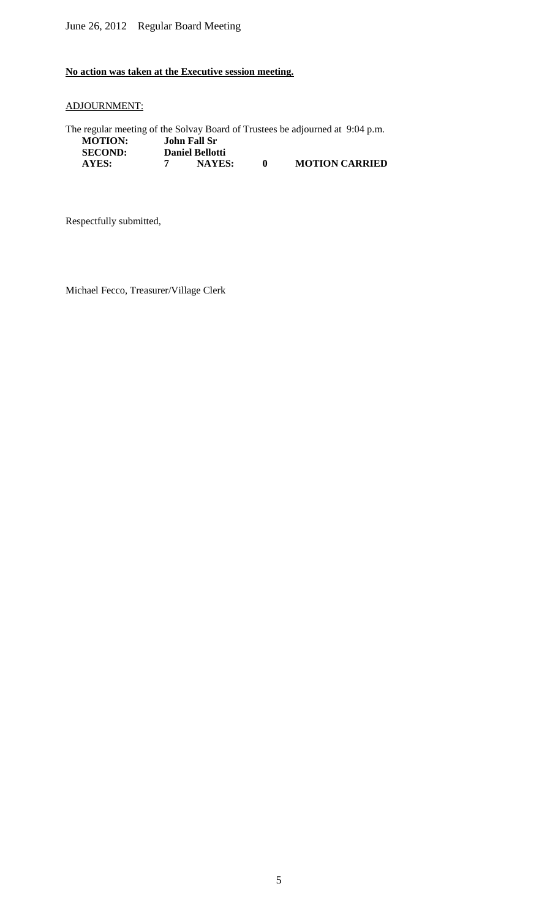**No action was taken at the Executive session meeting.**

ADJOURNMENT:

The regular meeting of the Solvay Board of Trustees be adjourned at 9:04 p.m.

**MOTION:** **John Fall Sr**
**SECOND:** **Daniel Bellotti**
**AYES:** **7** **NAYES:** **0** **MOTION CARRIED**

Respectfully submitted,

Michael Fecco, Treasurer/Village Clerk